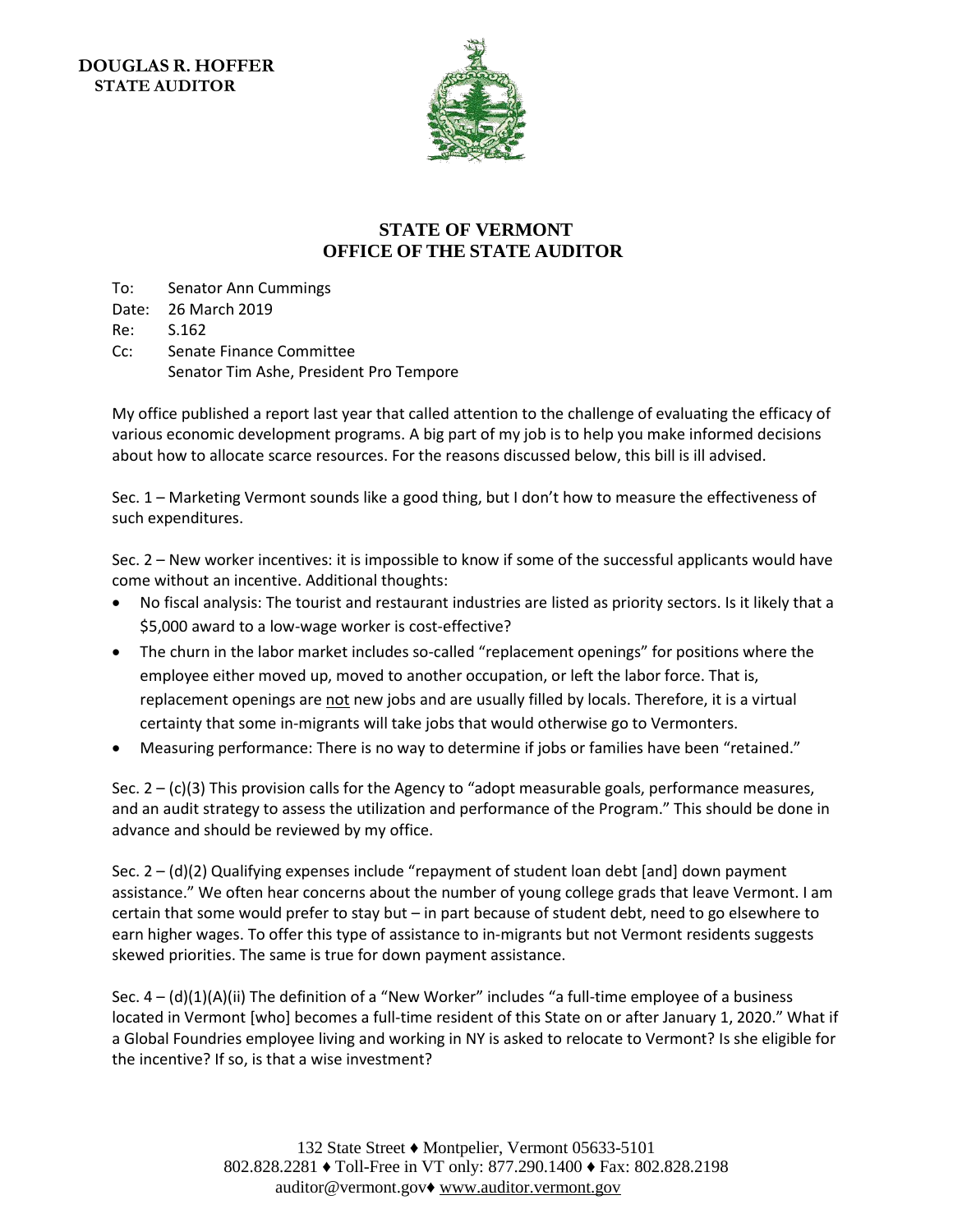**DOUGLAS R. HOFFER**
**STATE AUDITOR**

## STATE OF VERMONT
## OFFICE OF THE STATE AUDITOR

To: Senator Ann Cummings
Date: 26 March 2019
Re: S.162
Cc: Senate Finance Committee
Senator Tim Ashe, President Pro Tempore

My office published a report last year that called attention to the challenge of evaluating the efficacy of various economic development programs. A big part of my job is to help you make informed decisions about how to allocate scarce resources. For the reasons discussed below, this bill is ill advised.

Sec. 1 – Marketing Vermont sounds like a good thing, but I don't how to measure the effectiveness of such expenditures.

Sec. 2 – New worker incentives: it is impossible to know if some of the successful applicants would have come without an incentive. Additional thoughts:

- No fiscal analysis: The tourist and restaurant industries are listed as priority sectors. Is it likely that a $5,000 award to a low-wage worker is cost-effective?
- The churn in the labor market includes so-called "replacement openings" for positions where the employee either moved up, moved to another occupation, or left the labor force. That is, replacement openings are not new jobs and are usually filled by locals. Therefore, it is a virtual certainty that some in-migrants will take jobs that would otherwise go to Vermonters.
- Measuring performance: There is no way to determine if jobs or families have been "retained."

Sec. 2 – (c)(3) This provision calls for the Agency to "adopt measurable goals, performance measures, and an audit strategy to assess the utilization and performance of the Program." This should be done in advance and should be reviewed by my office.

Sec. 2 – (d)(2) Qualifying expenses include "repayment of student loan debt [and] down payment assistance." We often hear concerns about the number of young college grads that leave Vermont. I am certain that some would prefer to stay but – in part because of student debt, need to go elsewhere to earn higher wages. To offer this type of assistance to in-migrants but not Vermont residents suggests skewed priorities. The same is true for down payment assistance.

Sec. 4 – (d)(1)(A)(ii) The definition of a "New Worker" includes "a full-time employee of a business located in Vermont [who] becomes a full-time resident of this State on or after January 1, 2020." What if a Global Foundries employee living and working in NY is asked to relocate to Vermont? Is she eligible for the incentive? If so, is that a wise investment?

132 State Street ♦ Montpelier, Vermont 05633-5101
802.828.2281 ♦ Toll-Free in VT only: 877.290.1400 ♦ Fax: 802.828.2198
auditor@vermont.gov ♦ www.auditor.vermont.gov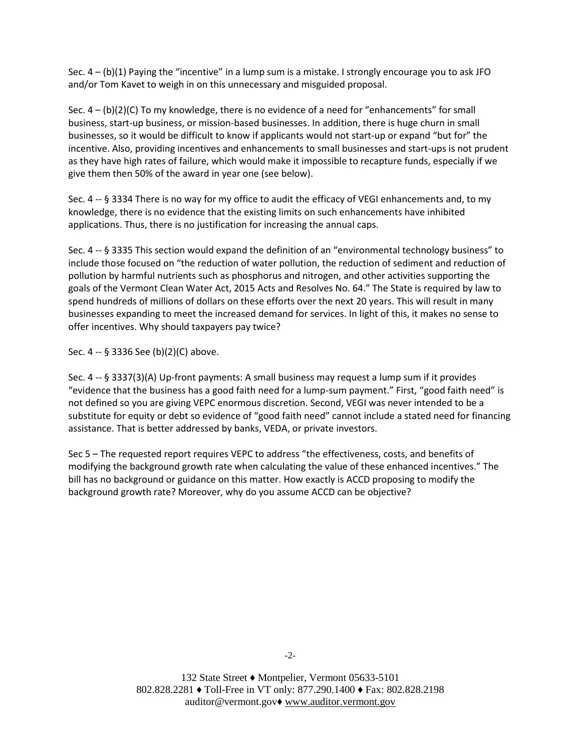Sec. 4 – (b)(1) Paying the "incentive" in a lump sum is a mistake. I strongly encourage you to ask JFO and/or Tom Kavet to weigh in on this unnecessary and misguided proposal.

Sec. 4 – (b)(2)(C) To my knowledge, there is no evidence of a need for "enhancements" for small business, start-up business, or mission-based businesses. In addition, there is huge churn in small businesses, so it would be difficult to know if applicants would not start-up or expand "but for" the incentive. Also, providing incentives and enhancements to small businesses and start-ups is not prudent as they have high rates of failure, which would make it impossible to recapture funds, especially if we give them then 50% of the award in year one (see below).

Sec. 4 -- § 3334 There is no way for my office to audit the efficacy of VEGI enhancements and, to my knowledge, there is no evidence that the existing limits on such enhancements have inhibited applications. Thus, there is no justification for increasing the annual caps.

Sec. 4 -- § 3335 This section would expand the definition of an "environmental technology business" to include those focused on "the reduction of water pollution, the reduction of sediment and reduction of pollution by harmful nutrients such as phosphorus and nitrogen, and other activities supporting the goals of the Vermont Clean Water Act, 2015 Acts and Resolves No. 64." The State is required by law to spend hundreds of millions of dollars on these efforts over the next 20 years. This will result in many businesses expanding to meet the increased demand for services. In light of this, it makes no sense to offer incentives. Why should taxpayers pay twice?

Sec. 4 -- § 3336 See (b)(2)(C) above.

Sec. 4 -- § 3337(3)(A) Up-front payments: A small business may request a lump sum if it provides "evidence that the business has a good faith need for a lump-sum payment." First, "good faith need" is not defined so you are giving VEPC enormous discretion. Second, VEGI was never intended to be a substitute for equity or debt so evidence of "good faith need" cannot include a stated need for financing assistance. That is better addressed by banks, VEDA, or private investors.

Sec 5 – The requested report requires VEPC to address "the effectiveness, costs, and benefits of modifying the background growth rate when calculating the value of these enhanced incentives." The bill has no background or guidance on this matter. How exactly is ACCD proposing to modify the background growth rate? Moreover, why do you assume ACCD can be objective?

132 State Street ♦ Montpelier, Vermont 05633-5101
802.828.2281 ♦ Toll-Free in VT only: 877.290.1400 ♦ Fax: 802.828.2198
auditor@vermont.gov♦ www.auditor.vermont.gov